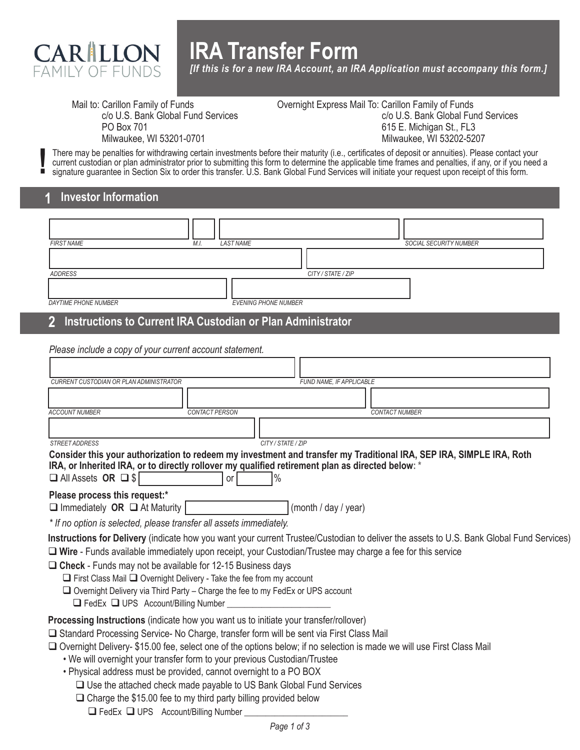CARILLON FAMILY OF FUNDS

# IRA Transfer Form

***[If this is for a new IRA Account, an IRA Application must accompany this form.]***

Mail to: Carillon Family of Funds
c/o U.S. Bank Global Fund Services
PO Box 701
Milwaukee, WI 53201-0701

Overnight Express Mail To: Carillon Family of Funds
c/o U.S. Bank Global Fund Services
615 E. Michigan St., FL3
Milwaukee, WI 53202-5207

**!** There may be penalties for withdrawing certain investments before their maturity (i.e., certificates of deposit or annuities). Please contact your current custodian or plan administrator prior to submitting this form to determine the applicable time frames and penalties, if any, or if you need a signature guarantee in Section Six to order this transfer. U.S. Bank Global Fund Services will initiate your request upon receipt of this form.

## 1 Investor Information

FIRST NAME | M.I. | LAST NAME | SOCIAL SECURITY NUMBER

ADDRESS | CITY / STATE / ZIP

DAYTIME PHONE NUMBER | EVENING PHONE NUMBER

## 2 Instructions to Current IRA Custodian or Plan Administrator

*Please include a copy of your current account statement.*

CURRENT CUSTODIAN OR PLAN ADMINISTRATOR | FUND NAME, IF APPLICABLE

ACCOUNT NUMBER | CONTACT PERSON | CONTACT NUMBER

STREET ADDRESS | CITY / STATE / ZIP

**Consider this your authorization to redeem my investment and transfer my Traditional IRA, SEP IRA, SIMPLE IRA, Roth IRA, or Inherited IRA, or to directly rollover my qualified retirement plan as directed below:** *

❑ All Assets **OR** ❑ $ \_\_\_\_\_\_\_\_ or \_\_\_\_ %

**Please process this request:***

❑ Immediately **OR** ❑ At Maturity \_\_\_\_\_\_\_\_ (month / day / year)

*\* If no option is selected, please transfer all assets immediately.*

**Instructions for Delivery** (indicate how you want your current Trustee/Custodian to deliver the assets to U.S. Bank Global Fund Services)

❑ **Wire** - Funds available immediately upon receipt, your Custodian/Trustee may charge a fee for this service

❑ **Check** - Funds may not be available for 12-15 Business days

- ❑ First Class Mail ❑ Overnight Delivery - Take the fee from my account
- ❑ Overnight Delivery via Third Party – Charge the fee to my FedEx or UPS account
  - ❑ FedEx ❑ UPS Account/Billing Number \_\_\_\_\_\_\_\_\_\_\_\_\_\_\_\_\_\_\_\_\_\_\_\_

**Processing Instructions** (indicate how you want us to initiate your transfer/rollover)

❑ Standard Processing Service- No Charge, transfer form will be sent via First Class Mail

❑ Overnight Delivery- $15.00 fee, select one of the options below; if no selection is made we will use First Class Mail

- We will overnight your transfer form to your previous Custodian/Trustee
- Physical address must be provided, cannot overnight to a PO BOX
  - ❑ Use the attached check made payable to US Bank Global Fund Services
  - ❑ Charge the $15.00 fee to my third party billing provided below
    - ❑ FedEx ❑ UPS Account/Billing Number \_\_\_\_\_\_\_\_\_\_\_\_\_\_\_\_\_\_\_\_\_\_\_\_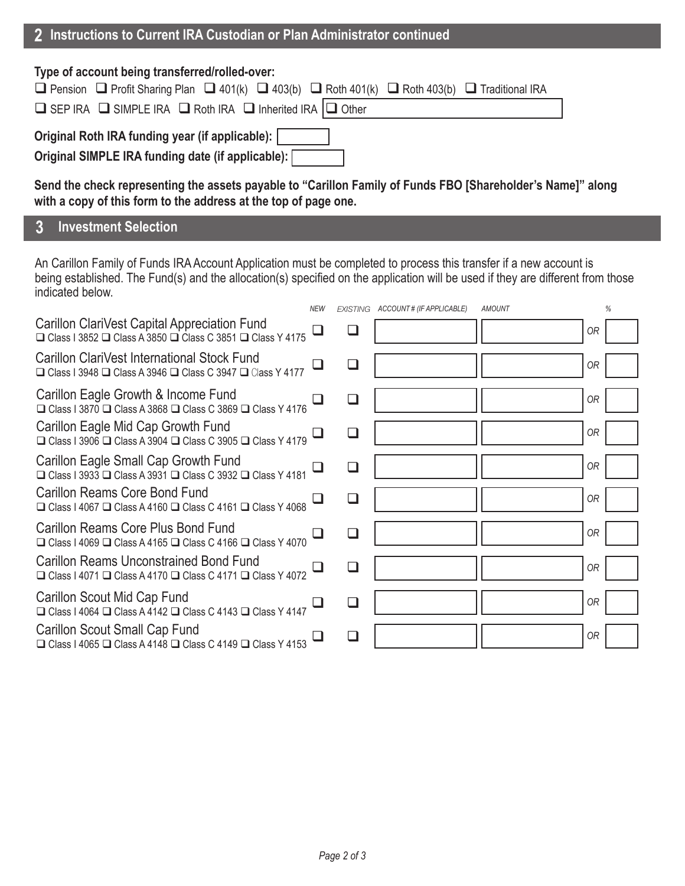## 2 Instructions to Current IRA Custodian or Plan Administrator continued

**Type of account being transferred/rolled-over:**

❑ Pension ❑ Profit Sharing Plan ❑ 401(k) ❑ 403(b) ❑ Roth 401(k) ❑ Roth 403(b) ❑ Traditional IRA

❑ SEP IRA ❑ SIMPLE IRA ❑ Roth IRA ❑ Inherited IRA ❑ Other

**Original Roth IRA funding year (if applicable):**

**Original SIMPLE IRA funding date (if applicable):**

**Send the check representing the assets payable to "Carillon Family of Funds FBO [Shareholder's Name]" along with a copy of this form to the address at the top of page one.**

## 3 Investment Selection

An Carillon Family of Funds IRA Account Application must be completed to process this transfer if a new account is being established. The Fund(s) and the allocation(s) specified on the application will be used if they are different from those indicated below.

| | *NEW* | *EXISTING* | *ACCOUNT # (IF APPLICABLE)* | *AMOUNT* | | *%* |
|---|---|---|---|---|---|---|
| Carillon ClariVest Capital Appreciation Fund<br>❑ Class I 3852 ❑ Class A 3850 ❑ Class C 3851 ❑ Class Y 4175 | ❑ | ❑ | | | *OR* | |
| Carillon ClariVest International Stock Fund<br>❑ Class I 3948 ❑ Class A 3946 ❑ Class C 3947 ❑ Class Y 4177 | ❑ | ❑ | | | *OR* | |
| Carillon Eagle Growth & Income Fund<br>❑ Class I 3870 ❑ Class A 3868 ❑ Class C 3869 ❑ Class Y 4176 | ❑ | ❑ | | | *OR* | |
| Carillon Eagle Mid Cap Growth Fund<br>❑ Class I 3906 ❑ Class A 3904 ❑ Class C 3905 ❑ Class Y 4179 | ❑ | ❑ | | | *OR* | |
| Carillon Eagle Small Cap Growth Fund<br>❑ Class I 3933 ❑ Class A 3931 ❑ Class C 3932 ❑ Class Y 4181 | ❑ | ❑ | | | *OR* | |
| Carillon Reams Core Bond Fund<br>❑ Class I 4067 ❑ Class A 4160 ❑ Class C 4161 ❑ Class Y 4068 | ❑ | ❑ | | | *OR* | |
| Carillon Reams Core Plus Bond Fund<br>❑ Class I 4069 ❑ Class A 4165 ❑ Class C 4166 ❑ Class Y 4070 | ❑ | ❑ | | | *OR* | |
| Carillon Reams Unconstrained Bond Fund<br>❑ Class I 4071 ❑ Class A 4170 ❑ Class C 4171 ❑ Class Y 4072 | ❑ | ❑ | | | *OR* | |
| Carillon Scout Mid Cap Fund<br>❑ Class I 4064 ❑ Class A 4142 ❑ Class C 4143 ❑ Class Y 4147 | ❑ | ❑ | | | *OR* | |
| Carillon Scout Small Cap Fund<br>❑ Class I 4065 ❑ Class A 4148 ❑ Class C 4149 ❑ Class Y 4153 | ❑ | ❑ | | | *OR* | |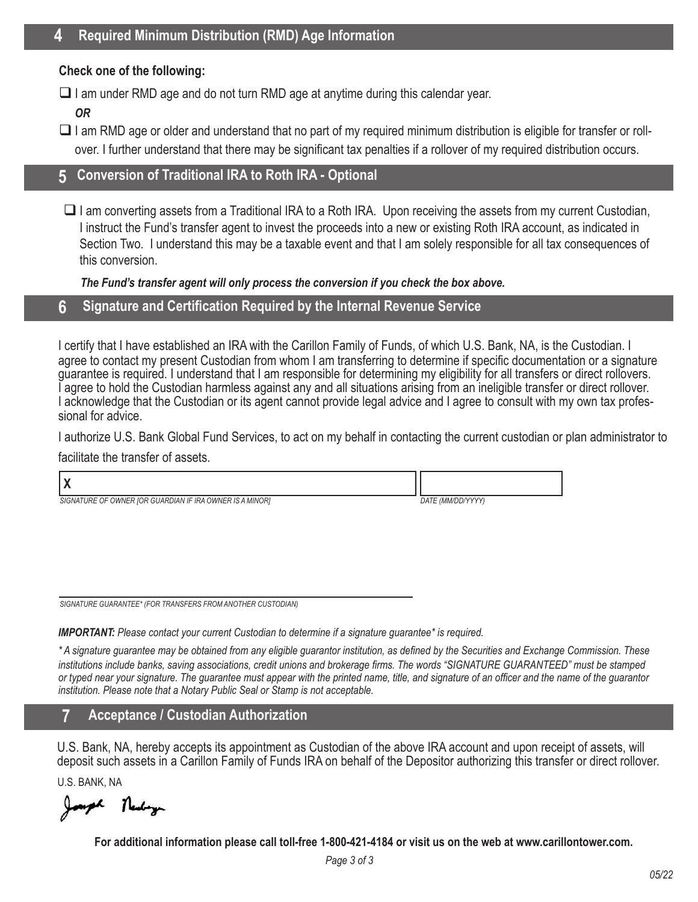## 4 Required Minimum Distribution (RMD) Age Information

**Check one of the following:**

☐ I am under RMD age and do not turn RMD age at anytime during this calendar year.

***OR***

☐ I am RMD age or older and understand that no part of my required minimum distribution is eligible for transfer or rollover. I further understand that there may be significant tax penalties if a rollover of my required distribution occurs.

## 5 Conversion of Traditional IRA to Roth IRA - Optional

☐ I am converting assets from a Traditional IRA to a Roth IRA. Upon receiving the assets from my current Custodian, I instruct the Fund's transfer agent to invest the proceeds into a new or existing Roth IRA account, as indicated in Section Two. I understand this may be a taxable event and that I am solely responsible for all tax consequences of this conversion.

***The Fund's transfer agent will only process the conversion if you check the box above.***

## 6 Signature and Certification Required by the Internal Revenue Service

I certify that I have established an IRA with the Carillon Family of Funds, of which U.S. Bank, NA, is the Custodian. I agree to contact my present Custodian from whom I am transferring to determine if specific documentation or a signature guarantee is required. I understand that I am responsible for determining my eligibility for all transfers or direct rollovers. I agree to hold the Custodian harmless against any and all situations arising from an ineligible transfer or direct rollover. I acknowledge that the Custodian or its agent cannot provide legal advice and I agree to consult with my own tax professional for advice.

I authorize U.S. Bank Global Fund Services, to act on my behalf in contacting the current custodian or plan administrator to facilitate the transfer of assets.

X

*SIGNATURE OF OWNER [OR GUARDIAN IF IRA OWNER IS A MINOR]*

*DATE (MM/DD/YYYY)*

*SIGNATURE GUARANTEE\* (FOR TRANSFERS FROM ANOTHER CUSTODIAN)*

***IMPORTANT:*** *Please contact your current Custodian to determine if a signature guarantee\* is required.*

*\* A signature guarantee may be obtained from any eligible guarantor institution, as defined by the Securities and Exchange Commission. These institutions include banks, saving associations, credit unions and brokerage firms. The words "SIGNATURE GUARANTEED" must be stamped or typed near your signature. The guarantee must appear with the printed name, title, and signature of an officer and the name of the guarantor institution. Please note that a Notary Public Seal or Stamp is not acceptable.*

## 7 Acceptance / Custodian Authorization

U.S. Bank, NA, hereby accepts its appointment as Custodian of the above IRA account and upon receipt of assets, will deposit such assets in a Carillon Family of Funds IRA on behalf of the Depositor authorizing this transfer or direct rollover.

U.S. BANK, NA

Joseph Neuberger

**For additional information please call toll-free 1-800-421-4184 or visit us on the web at www.carillontower.com.**

*05/22*